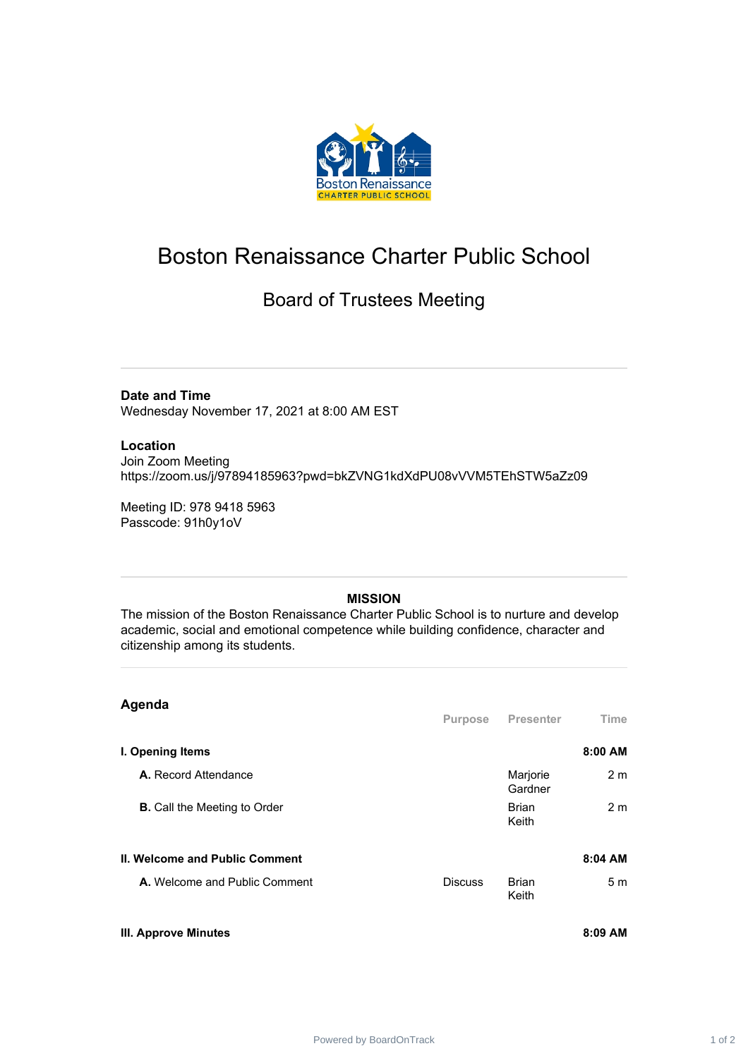# Boston Renaissance Charter Public School

## Board of Trustees Meeting

**Date and Time**
Wednesday November 17, 2021 at 8:00 AM EST

**Location**
Join Zoom Meeting
https://zoom.us/j/97894185963?pwd=bkZVNG1kdXdPU08vVVM5TEhSTW5aZz09

Meeting ID: 978 9418 5963
Passcode: 91h0y1oV

**MISSION**

The mission of the Boston Renaissance Charter Public School is to nurture and develop academic, social and emotional competence while building confidence, character and citizenship among its students.

## Agenda

| | Purpose | Presenter | Time |
|---|---|---|---|
| **I. Opening Items** | | | **8:00 AM** |
| **A.** Record Attendance | | Marjorie Gardner | 2 m |
| **B.** Call the Meeting to Order | | Brian Keith | 2 m |
| **II. Welcome and Public Comment** | | | **8:04 AM** |
| **A.** Welcome and Public Comment | Discuss | Brian Keith | 5 m |
| **III. Approve Minutes** | | | **8:09 AM** |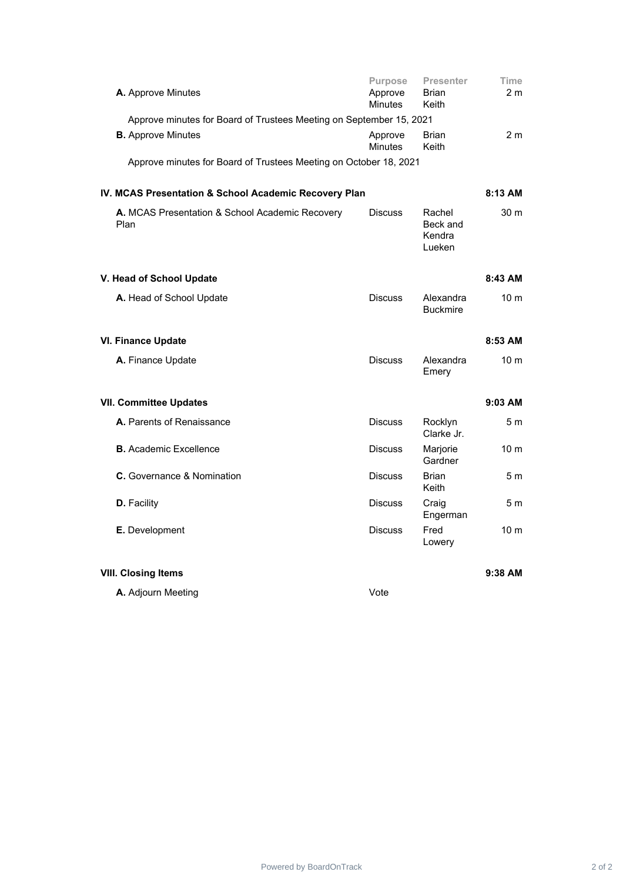| | Purpose | Presenter | Time |
|---|---|---|---|
| **A.** Approve Minutes | Approve Minutes | Brian Keith | 2 m |
| Approve minutes for Board of Trustees Meeting on September 15, 2021 | | | |
| **B.** Approve Minutes | Approve Minutes | Brian Keith | 2 m |
| Approve minutes for Board of Trustees Meeting on October 18, 2021 | | | |
| **IV. MCAS Presentation & School Academic Recovery Plan** | | | **8:13 AM** |
| **A.** MCAS Presentation & School Academic Recovery Plan | Discuss | Rachel Beck and Kendra Lueken | 30 m |
| **V. Head of School Update** | | | **8:43 AM** |
| **A.** Head of School Update | Discuss | Alexandra Buckmire | 10 m |
| **VI. Finance Update** | | | **8:53 AM** |
| **A.** Finance Update | Discuss | Alexandra Emery | 10 m |
| **VII. Committee Updates** | | | **9:03 AM** |
| **A.** Parents of Renaissance | Discuss | Rocklyn Clarke Jr. | 5 m |
| **B.** Academic Excellence | Discuss | Marjorie Gardner | 10 m |
| **C.** Governance & Nomination | Discuss | Brian Keith | 5 m |
| **D.** Facility | Discuss | Craig Engerman | 5 m |
| **E.** Development | Discuss | Fred Lowery | 10 m |
| **VIII. Closing Items** | | | **9:38 AM** |
| **A.** Adjourn Meeting | Vote | | |

Powered by BoardOnTrack